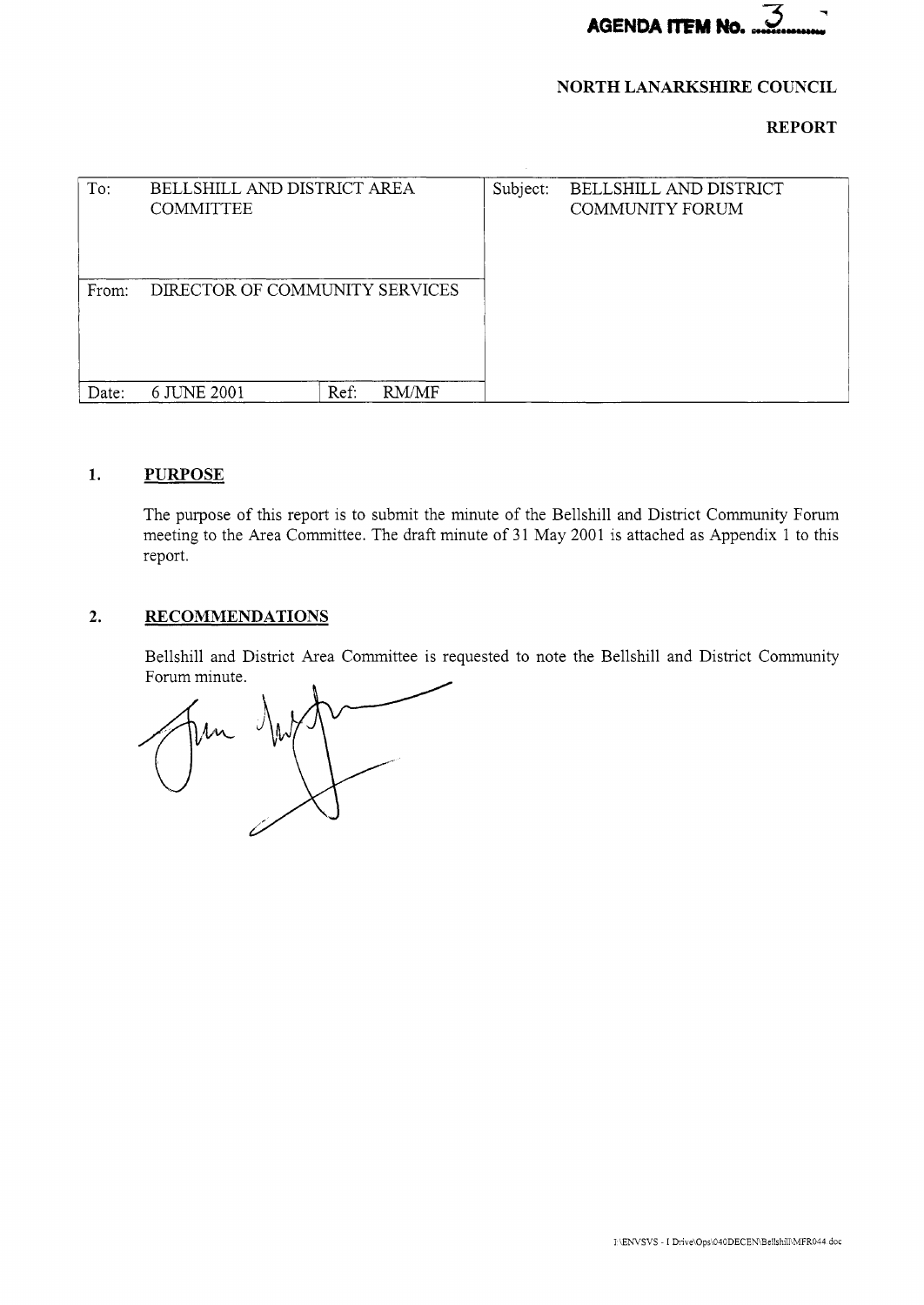**AGENDA ITEM No. 3**

**NORTH LANARKSHIRE COUNCIL**

**REPORT**

| To: | BELLSHILL AND DISTRICT AREA COMMITTEE | | | Subject: | BELLSHILL AND DISTRICT COMMUNITY FORUM |
|---|---|---|---|---|---|
| From: | DIRECTOR OF COMMUNITY SERVICES | | | | |
| Date: | 6 JUNE 2001 | Ref: | RM/MF | | |

## 1. PURPOSE

The purpose of this report is to submit the minute of the Bellshill and District Community Forum meeting to the Area Committee. The draft minute of 31 May 2001 is attached as Appendix 1 to this report.

## 2. RECOMMENDATIONS

Bellshill and District Area Committee is requested to note the Bellshill and District Community Forum minute.

I:\ENVSVS - I Drive\Ops\040DECEN\Bellshill\MFR044.doc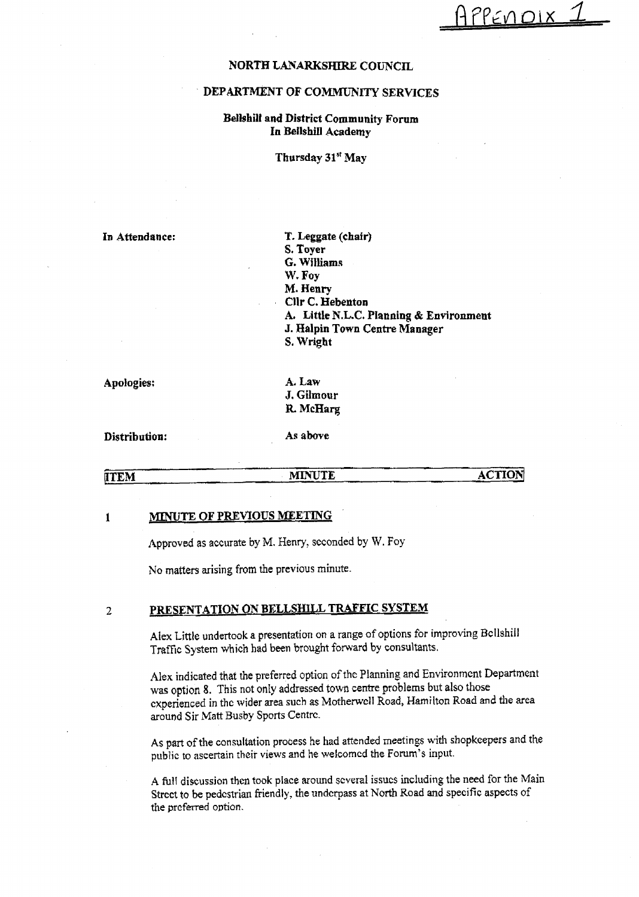APPENDIX 1

**NORTH LANARKSHIRE COUNCIL**

**DEPARTMENT OF COMMUNITY SERVICES**

**Bellshill and District Community Forum**
**In Bellshill Academy**

**Thursday 31st May**

| | |
|---|---|
| **In Attendance:** | **T. Leggate (chair)**<br>**S. Toyer**<br>**G. Williams**<br>**W. Foy**<br>**M. Henry**<br>**Cllr C. Hebenton**<br>**A. Little N.L.C. Planning & Environment**<br>**J. Halpin Town Centre Manager**<br>**S. Wright** |
| **Apologies:** | **A. Law**<br>**J. Gilmour**<br>**R. McHarg** |
| **Distribution:** | **As above** |

| ITEM | MINUTE | ACTION |
|---|---|---|
| 1 | **MINUTE OF PREVIOUS MEETING**<br><br>Approved as accurate by M. Henry, seconded by W. Foy<br><br>No matters arising from the previous minute. | |
| 2 | **PRESENTATION ON BELLSHILL TRAFFIC SYSTEM**<br><br>Alex Little undertook a presentation on a range of options for improving Bellshill Traffic System which had been brought forward by consultants.<br><br>Alex indicated that the preferred option of the Planning and Environment Department was option 8. This not only addressed town centre problems but also those experienced in the wider area such as Motherwell Road, Hamilton Road and the area around Sir Matt Busby Sports Centre.<br><br>As part of the consultation process he had attended meetings with shopkeepers and the public to ascertain their views and he welcomed the Forum's input.<br><br>A full discussion then took place around several issues including the need for the Main Street to be pedestrian friendly, the underpass at North Road and specific aspects of the preferred option. | |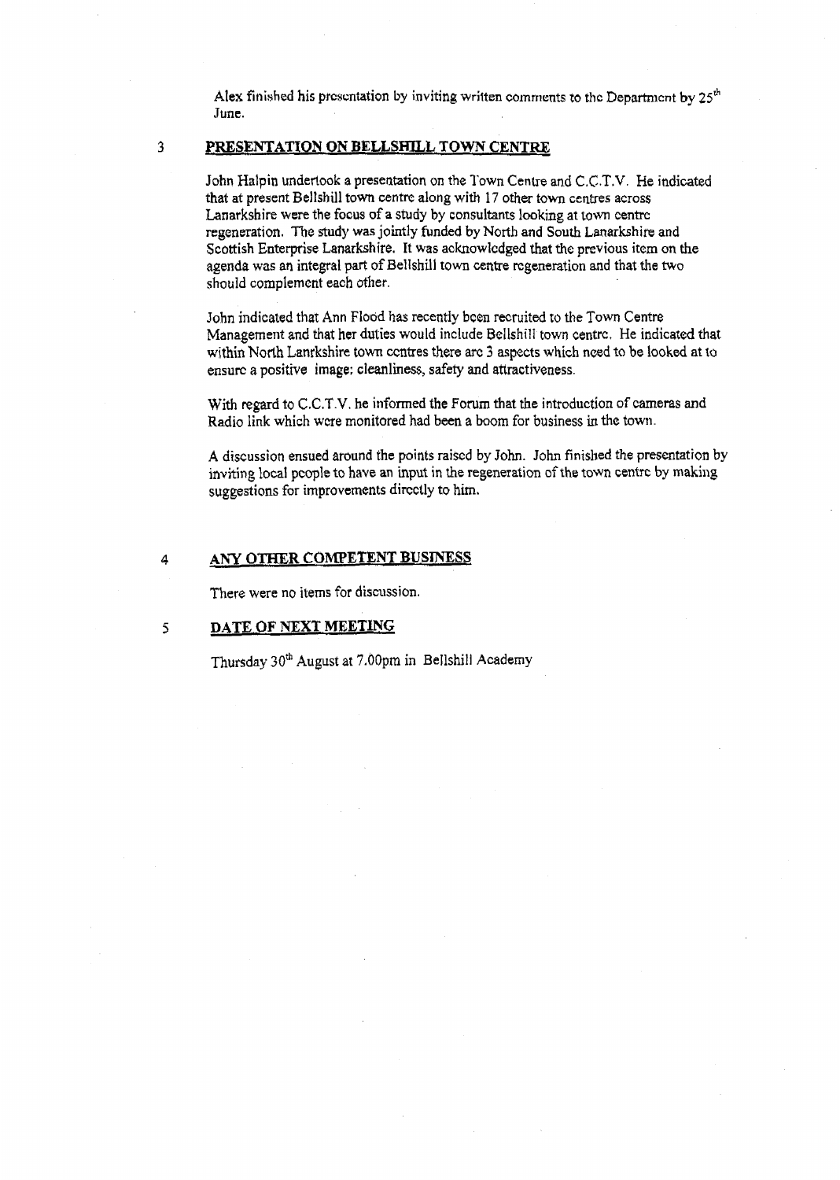Alex finished his presentation by inviting written comments to the Department by 25[th] June.

## 3 PRESENTATION ON BELLSHILL TOWN CENTRE

John Halpin undertook a presentation on the Town Centre and C.C.T.V. He indicated that at present Bellshill town centre along with 17 other town centres across Lanarkshire were the focus of a study by consultants looking at town centre regeneration. The study was jointly funded by North and South Lanarkshire and Scottish Enterprise Lanarkshire. It was acknowledged that the previous item on the agenda was an integral part of Bellshill town centre regeneration and that the two should complement each other.

John indicated that Ann Flood has recently been recruited to the Town Centre Management and that her duties would include Bellshill town centre. He indicated that within North Lanrkshire town centres there are 3 aspects which need to be looked at to ensure a positive image: cleanliness, safety and attractiveness.

With regard to C.C.T.V. he informed the Forum that the introduction of cameras and Radio link which were monitored had been a boom for business in the town.

A discussion ensued around the points raised by John. John finished the presentation by inviting local people to have an input in the regeneration of the town centre by making suggestions for improvements directly to him.

## 4 ANY OTHER COMPETENT BUSINESS

There were no items for discussion.

## 5 DATE OF NEXT MEETING

Thursday 30[th] August at 7.00pm in Bellshill Academy